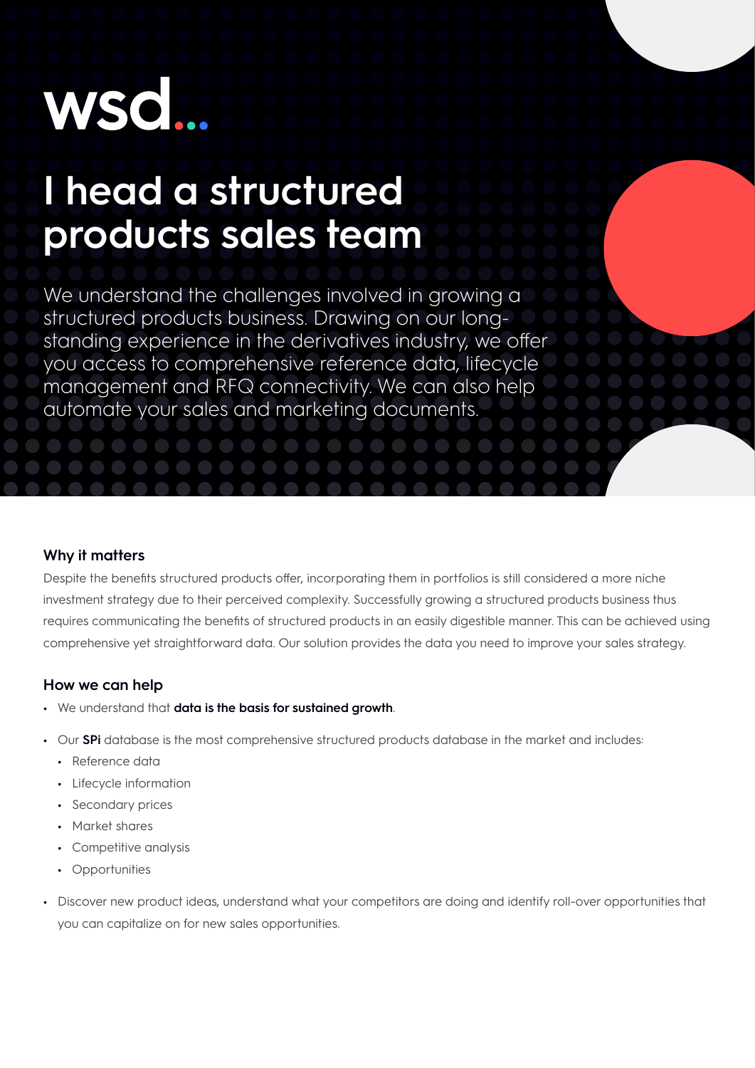wsd

# I head a structured products sales team

We understand the challenges involved in growing a structured products business. Drawing on our long-standing experience in the derivatives industry, we offer you access to comprehensive reference data, lifecycle management and RFQ connectivity. We can also help automate your sales and marketing documents.

### Why it matters

Despite the benefits structured products offer, incorporating them in portfolios is still considered a more niche investment strategy due to their perceived complexity. Successfully growing a structured products business thus requires communicating the benefits of structured products in an easily digestible manner. This can be achieved using comprehensive yet straightforward data. Our solution provides the data you need to improve your sales strategy.

### How we can help

- We understand that **data is the basis for sustained growth**.
- Our **SPi** database is the most comprehensive structured products database in the market and includes:
  - Reference data
  - Lifecycle information
  - Secondary prices
  - Market shares
  - Competitive analysis
  - Opportunities
- Discover new product ideas, understand what your competitors are doing and identify roll-over opportunities that you can capitalize on for new sales opportunities.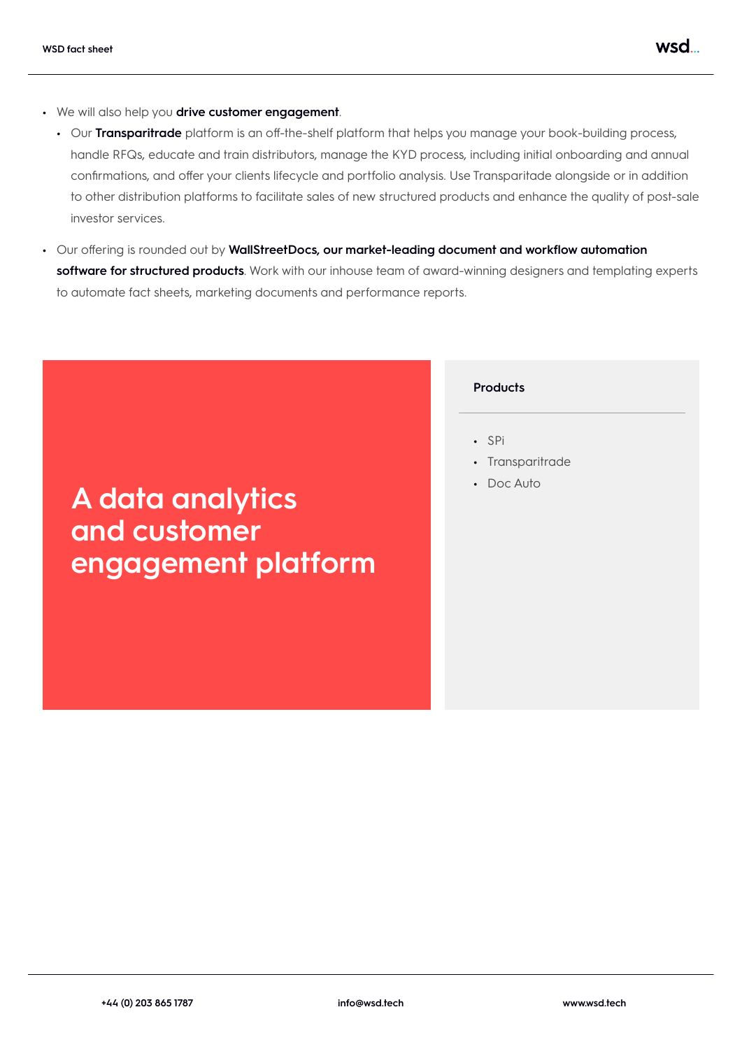- We will also help you **drive customer engagement**.
  - Our **Transparitrade** platform is an off-the-shelf platform that helps you manage your book-building process, handle RFQs, educate and train distributors, manage the KYD process, including initial onboarding and annual confirmations, and offer your clients lifecycle and portfolio analysis. Use Transparitade alongside or in addition to other distribution platforms to facilitate sales of new structured products and enhance the quality of post-sale investor services.
- Our offering is rounded out by **WallStreetDocs, our market-leading document and workflow automation software for structured products**. Work with our inhouse team of award-winning designers and templating experts to automate fact sheets, marketing documents and performance reports.

## A data analytics and customer engagement platform

**Products**

- SPi
- Transparitrade
- Doc Auto

+44 (0) 203 865 1787

info@wsd.tech

www.wsd.tech